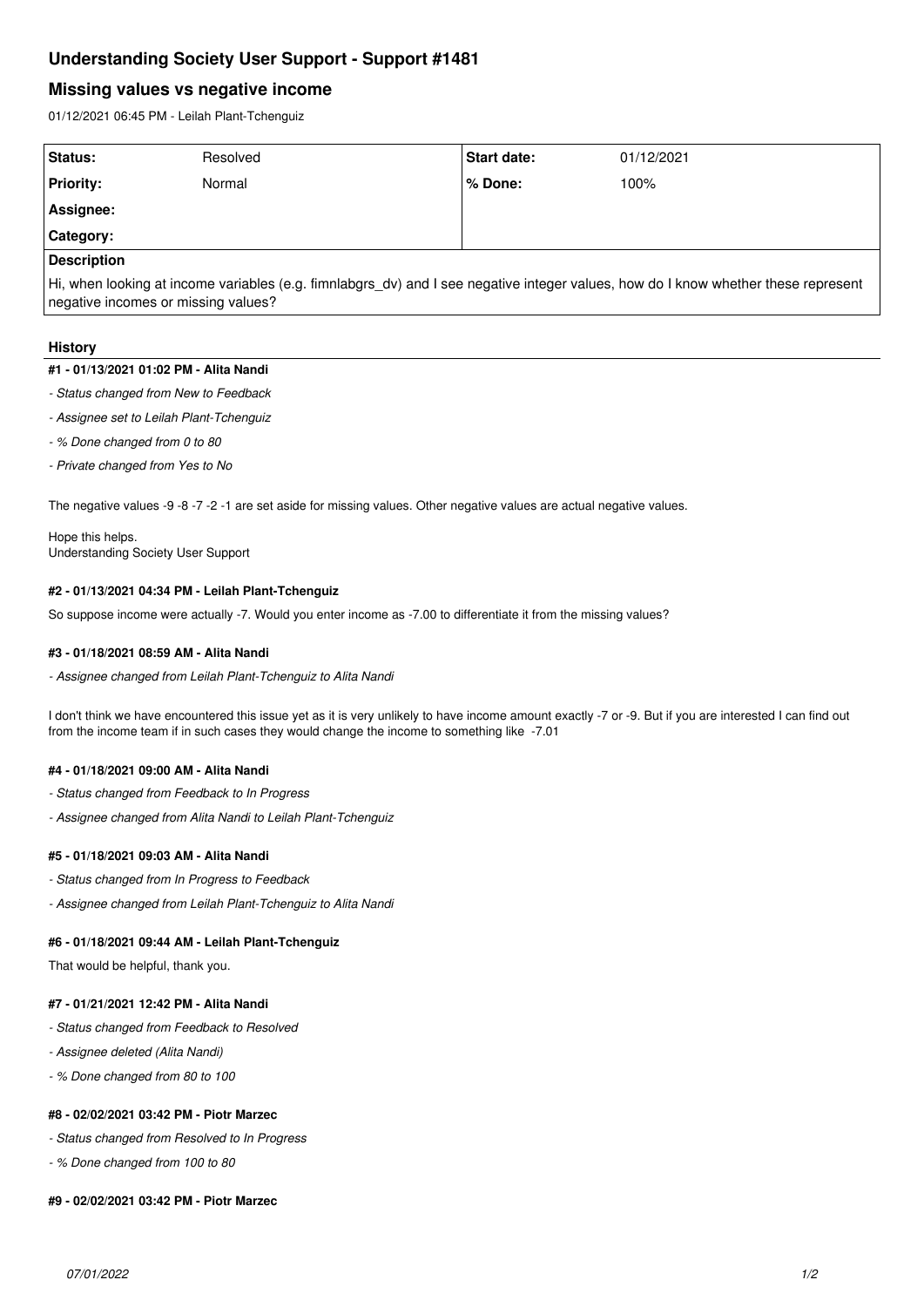# Understanding Society User Support - Support #1481

## Missing values vs negative income

01/12/2021 06:45 PM - Leilah Plant-Tchenguiz

| Status: | Resolved | Start date: | 01/12/2021 |
|---|---|---|---|
| Priority: | Normal | % Done: | 100% |
| Assignee: | | | |
| Category: | | | |

**Description**

Hi, when looking at income variables (e.g. fimnlabgrs_dv) and I see negative integer values, how do I know whether these represent negative incomes or missing values?

### History

#### #1 - 01/13/2021 01:02 PM - Alita Nandi

- *Status changed from New to Feedback*
- *Assignee set to Leilah Plant-Tchenguiz*
- *% Done changed from 0 to 80*
- *Private changed from Yes to No*

The negative values -9 -8 -7 -2 -1 are set aside for missing values. Other negative values are actual negative values.

Hope this helps.
Understanding Society User Support

#### #2 - 01/13/2021 04:34 PM - Leilah Plant-Tchenguiz

So suppose income were actually -7. Would you enter income as -7.00 to differentiate it from the missing values?

#### #3 - 01/18/2021 08:59 AM - Alita Nandi

- *Assignee changed from Leilah Plant-Tchenguiz to Alita Nandi*

I don't think we have encountered this issue yet as it is very unlikely to have income amount exactly -7 or -9. But if you are interested I can find out from the income team if in such cases they would change the income to something like -7.01

#### #4 - 01/18/2021 09:00 AM - Alita Nandi

- *Status changed from Feedback to In Progress*
- *Assignee changed from Alita Nandi to Leilah Plant-Tchenguiz*

#### #5 - 01/18/2021 09:03 AM - Alita Nandi

- *Status changed from In Progress to Feedback*
- *Assignee changed from Leilah Plant-Tchenguiz to Alita Nandi*

#### #6 - 01/18/2021 09:44 AM - Leilah Plant-Tchenguiz

That would be helpful, thank you.

#### #7 - 01/21/2021 12:42 PM - Alita Nandi

- *Status changed from Feedback to Resolved*
- *Assignee deleted (Alita Nandi)*
- *% Done changed from 80 to 100*

#### #8 - 02/02/2021 03:42 PM - Piotr Marzec

- *Status changed from Resolved to In Progress*
- *% Done changed from 100 to 80*

#### #9 - 02/02/2021 03:42 PM - Piotr Marzec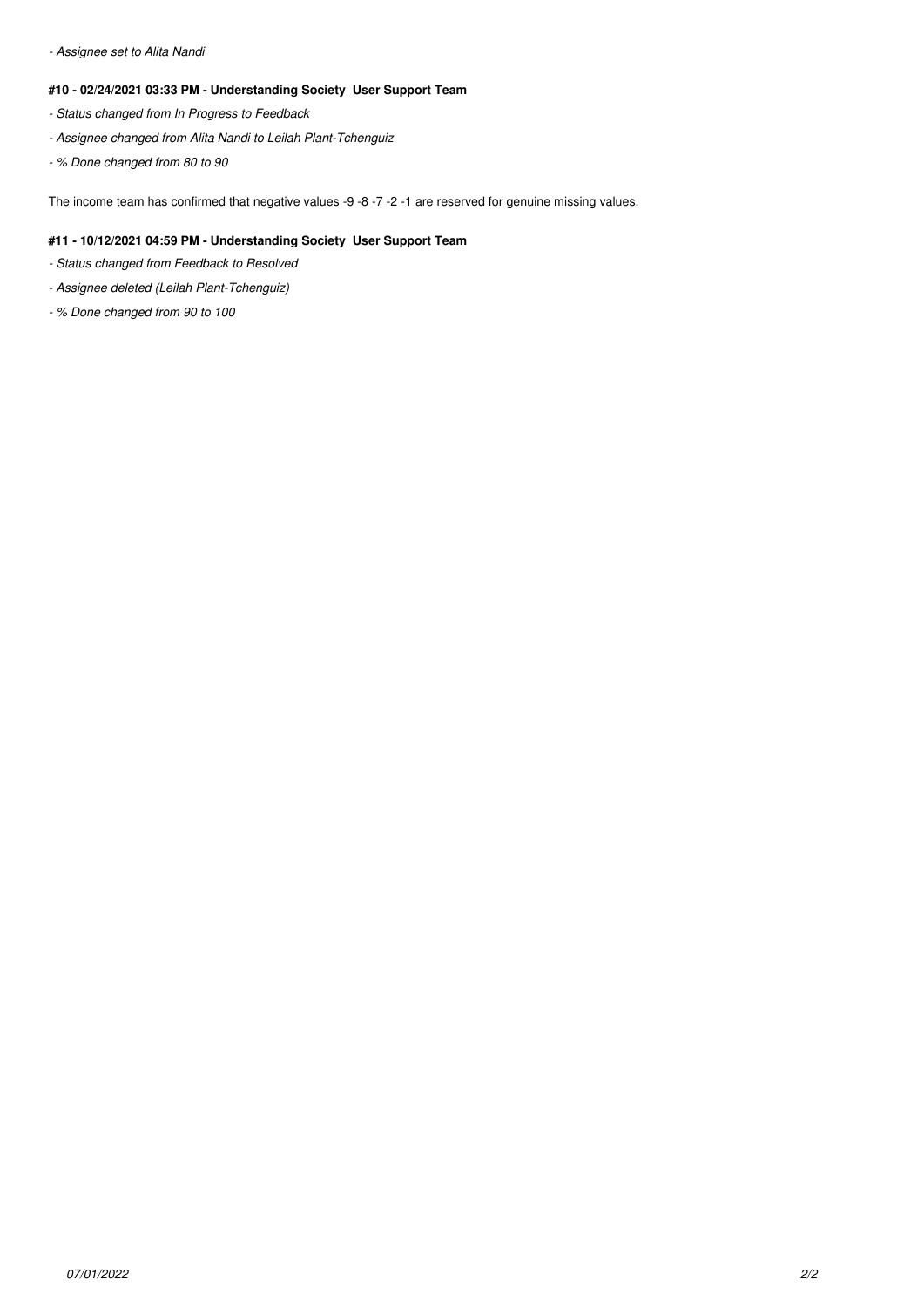*- Assignee set to Alita Nandi*

#### #10 - 02/24/2021 03:33 PM - Understanding Society  User Support Team

*- Status changed from In Progress to Feedback*

*- Assignee changed from Alita Nandi to Leilah Plant-Tchenguiz*

*- % Done changed from 80 to 90*

The income team has confirmed that negative values -9 -8 -7 -2 -1 are reserved for genuine missing values.

#### #11 - 10/12/2021 04:59 PM - Understanding Society  User Support Team

*- Status changed from Feedback to Resolved*

*- Assignee deleted (Leilah Plant-Tchenguiz)*

*- % Done changed from 90 to 100*